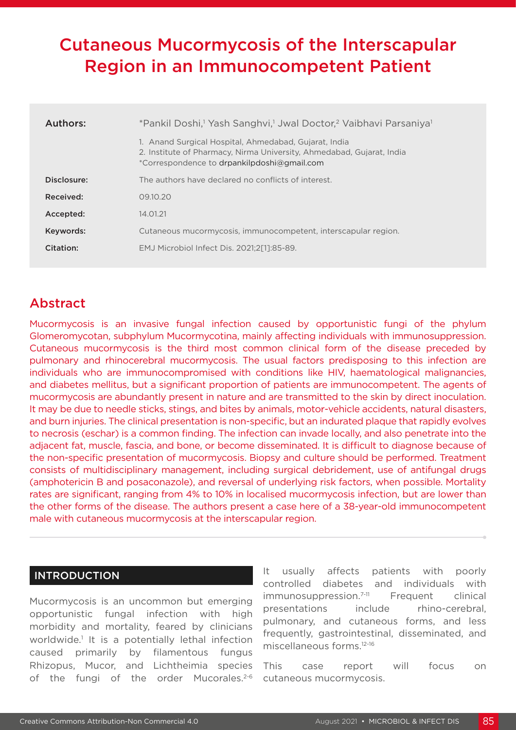# Cutaneous Mucormycosis of the Interscapular Region in an Immunocompetent Patient

| | |
|---|---|
| **Authors:** | *Pankil Doshi,[1] Yash Sanghvi,[1] Jwal Doctor,[2] Vaibhavi Parsaniya[1] |
| | 1. Anand Surgical Hospital, Ahmedabad, Gujarat, India<br>2. Institute of Pharmacy, Nirma University, Ahmedabad, Gujarat, India<br>*Correspondence to drpankilpdoshi@gmail.com |
| **Disclosure:** | The authors have declared no conflicts of interest. |
| **Received:** | 09.10.20 |
| **Accepted:** | 14.01.21 |
| **Keywords:** | Cutaneous mucormycosis, immunocompetent, interscapular region. |
| **Citation:** | EMJ Microbiol Infect Dis. 2021;2[1]:85-89. |

## Abstract

Mucormycosis is an invasive fungal infection caused by opportunistic fungi of the phylum Glomeromycotan, subphylum Mucormycotina, mainly affecting individuals with immunosuppression. Cutaneous mucormycosis is the third most common clinical form of the disease preceded by pulmonary and rhinocerebral mucormycosis. The usual factors predisposing to this infection are individuals who are immunocompromised with conditions like HIV, haematological malignancies, and diabetes mellitus, but a significant proportion of patients are immunocompetent. The agents of mucormycosis are abundantly present in nature and are transmitted to the skin by direct inoculation. It may be due to needle sticks, stings, and bites by animals, motor-vehicle accidents, natural disasters, and burn injuries. The clinical presentation is non-specific, but an indurated plaque that rapidly evolves to necrosis (eschar) is a common finding. The infection can invade locally, and also penetrate into the adjacent fat, muscle, fascia, and bone, or become disseminated. It is difficult to diagnose because of the non-specific presentation of mucormycosis. Biopsy and culture should be performed. Treatment consists of multidisciplinary management, including surgical debridement, use of antifungal drugs (amphotericin B and posaconazole), and reversal of underlying risk factors, when possible. Mortality rates are significant, ranging from 4% to 10% in localised mucormycosis infection, but are lower than the other forms of the disease. The authors present a case here of a 38-year-old immunocompetent male with cutaneous mucormycosis at the interscapular region.

## INTRODUCTION

Mucormycosis is an uncommon but emerging opportunistic fungal infection with high morbidity and mortality, feared by clinicians worldwide.[1] It is a potentially lethal infection caused primarily by filamentous fungus Rhizopus, Mucor, and Lichtheimia species of the fungi of the order Mucorales.[2-6] It usually affects patients with poorly controlled diabetes and individuals with immunosuppression.[7-11] Frequent clinical presentations include rhino-cerebral, pulmonary, and cutaneous forms, and less frequently, gastrointestinal, disseminated, and miscellaneous forms.[12-16]

This case report will focus on cutaneous mucormycosis.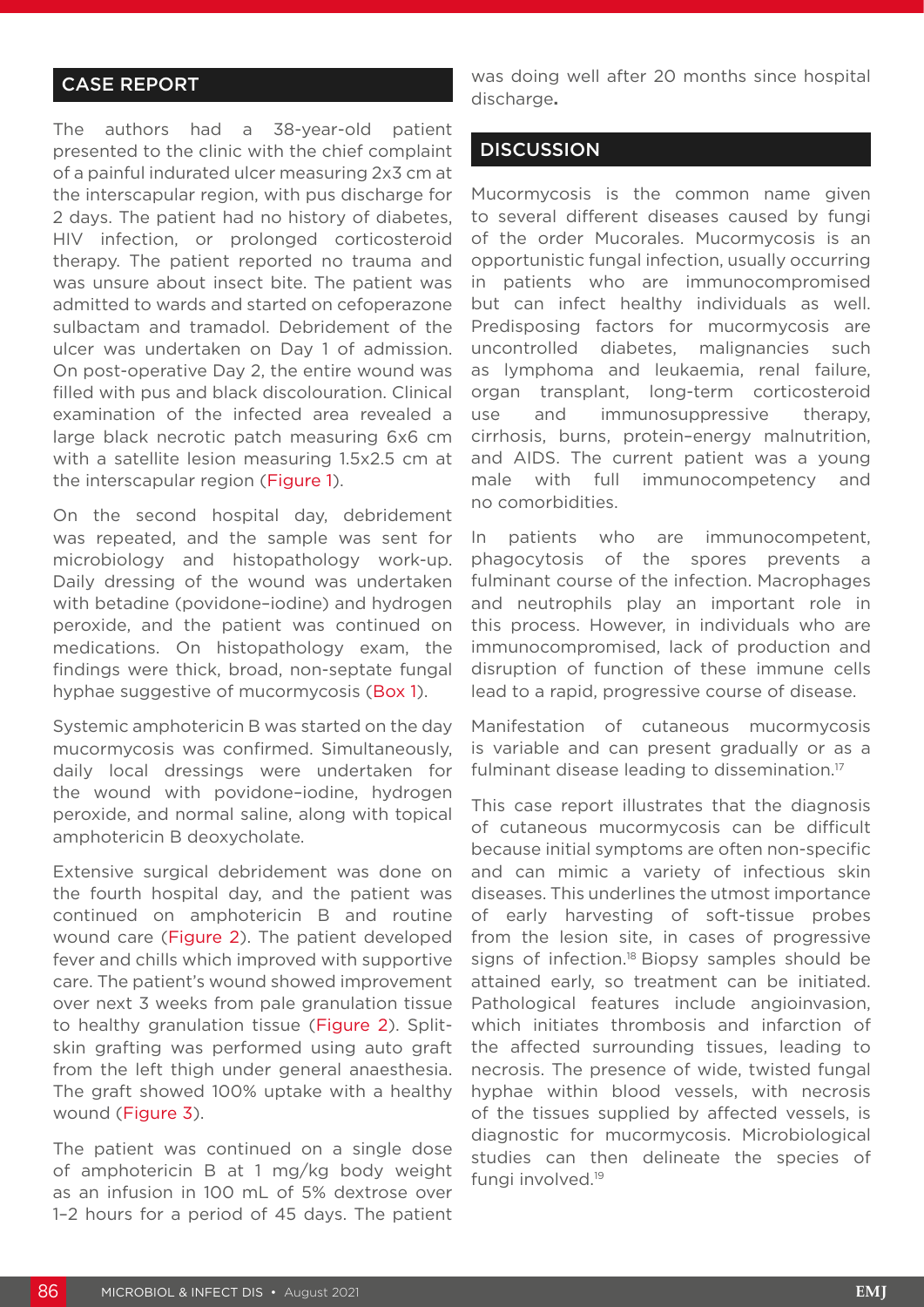## CASE REPORT

The authors had a 38-year-old patient presented to the clinic with the chief complaint of a painful indurated ulcer measuring 2x3 cm at the interscapular region, with pus discharge for 2 days. The patient had no history of diabetes, HIV infection, or prolonged corticosteroid therapy. The patient reported no trauma and was unsure about insect bite. The patient was admitted to wards and started on cefoperazone sulbactam and tramadol. Debridement of the ulcer was undertaken on Day 1 of admission. On post-operative Day 2, the entire wound was filled with pus and black discolouration. Clinical examination of the infected area revealed a large black necrotic patch measuring 6x6 cm with a satellite lesion measuring 1.5x2.5 cm at the interscapular region (Figure 1).

On the second hospital day, debridement was repeated, and the sample was sent for microbiology and histopathology work-up. Daily dressing of the wound was undertaken with betadine (povidone–iodine) and hydrogen peroxide, and the patient was continued on medications. On histopathology exam, the findings were thick, broad, non-septate fungal hyphae suggestive of mucormycosis (Box 1).

Systemic amphotericin B was started on the day mucormycosis was confirmed. Simultaneously, daily local dressings were undertaken for the wound with povidone–iodine, hydrogen peroxide, and normal saline, along with topical amphotericin B deoxycholate.

Extensive surgical debridement was done on the fourth hospital day, and the patient was continued on amphotericin B and routine wound care (Figure 2). The patient developed fever and chills which improved with supportive care. The patient's wound showed improvement over next 3 weeks from pale granulation tissue to healthy granulation tissue (Figure 2). Split-skin grafting was performed using auto graft from the left thigh under general anaesthesia. The graft showed 100% uptake with a healthy wound (Figure 3).

The patient was continued on a single dose of amphotericin B at 1 mg/kg body weight as an infusion in 100 mL of 5% dextrose over 1–2 hours for a period of 45 days. The patient was doing well after 20 months since hospital discharge.

## DISCUSSION

Mucormycosis is the common name given to several different diseases caused by fungi of the order Mucorales. Mucormycosis is an opportunistic fungal infection, usually occurring in patients who are immunocompromised but can infect healthy individuals as well. Predisposing factors for mucormycosis are uncontrolled diabetes, malignancies such as lymphoma and leukaemia, renal failure, organ transplant, long-term corticosteroid use and immunosuppressive therapy, cirrhosis, burns, protein–energy malnutrition, and AIDS. The current patient was a young male with full immunocompetency and no comorbidities.

In patients who are immunocompetent, phagocytosis of the spores prevents a fulminant course of the infection. Macrophages and neutrophils play an important role in this process. However, in individuals who are immunocompromised, lack of production and disruption of function of these immune cells lead to a rapid, progressive course of disease.

Manifestation of cutaneous mucormycosis is variable and can present gradually or as a fulminant disease leading to dissemination.[17]

This case report illustrates that the diagnosis of cutaneous mucormycosis can be difficult because initial symptoms are often non-specific and can mimic a variety of infectious skin diseases. This underlines the utmost importance of early harvesting of soft-tissue probes from the lesion site, in cases of progressive signs of infection.[18] Biopsy samples should be attained early, so treatment can be initiated. Pathological features include angioinvasion, which initiates thrombosis and infarction of the affected surrounding tissues, leading to necrosis. The presence of wide, twisted fungal hyphae within blood vessels, with necrosis of the tissues supplied by affected vessels, is diagnostic for mucormycosis. Microbiological studies can then delineate the species of fungi involved.[19]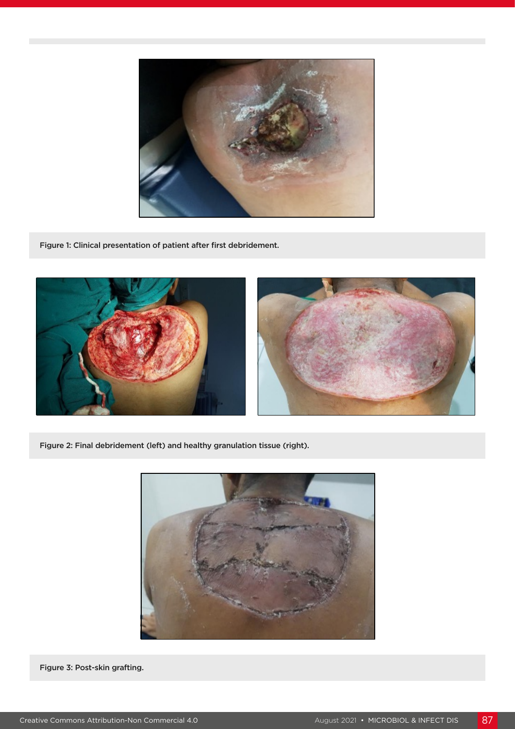Figure 1: Clinical presentation of patient after first debridement.

Figure 2: Final debridement (left) and healthy granulation tissue (right).

Figure 3: Post-skin grafting.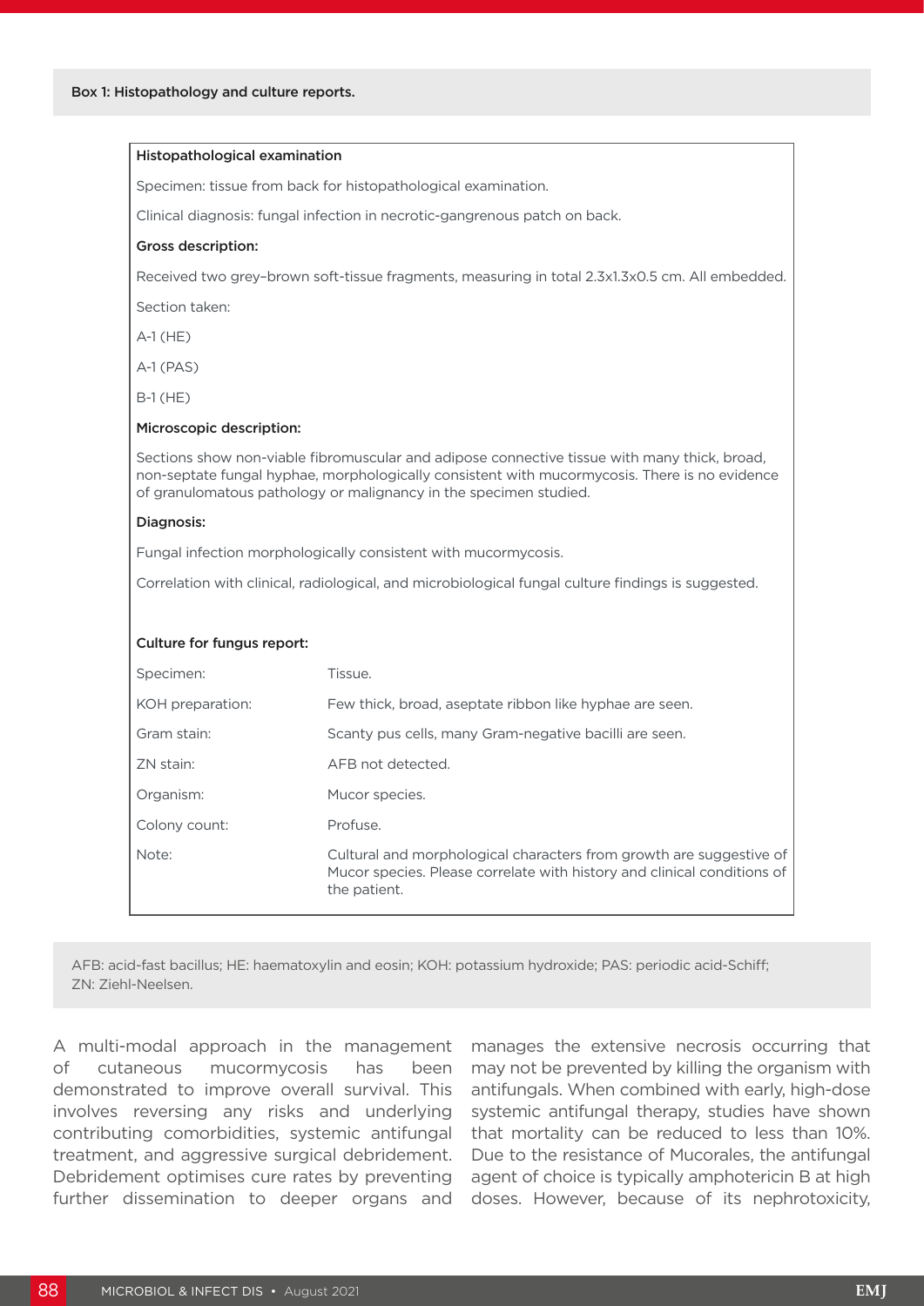**Box 1: Histopathology and culture reports.**

**Histopathological examination**

Specimen: tissue from back for histopathological examination.

Clinical diagnosis: fungal infection in necrotic-gangrenous patch on back.

**Gross description:**

Received two grey–brown soft-tissue fragments, measuring in total 2.3x1.3x0.5 cm. All embedded.

Section taken:

A-1 (HE)

A-1 (PAS)

B-1 (HE)

**Microscopic description:**

Sections show non-viable fibromuscular and adipose connective tissue with many thick, broad, non-septate fungal hyphae, morphologically consistent with mucormycosis. There is no evidence of granulomatous pathology or malignancy in the specimen studied.

**Diagnosis:**

Fungal infection morphologically consistent with mucormycosis.

Correlation with clinical, radiological, and microbiological fungal culture findings is suggested.

**Culture for fungus report:**

| | |
|---|---|
| Specimen: | Tissue. |
| KOH preparation: | Few thick, broad, aseptate ribbon like hyphae are seen. |
| Gram stain: | Scanty pus cells, many Gram-negative bacilli are seen. |
| ZN stain: | AFB not detected. |
| Organism: | Mucor species. |
| Colony count: | Profuse. |
| Note: | Cultural and morphological characters from growth are suggestive of Mucor species. Please correlate with history and clinical conditions of the patient. |

AFB: acid-fast bacillus; HE: haematoxylin and eosin; KOH: potassium hydroxide; PAS: periodic acid-Schiff; ZN: Ziehl-Neelsen.

A multi-modal approach in the management of cutaneous mucormycosis has been demonstrated to improve overall survival. This involves reversing any risks and underlying contributing comorbidities, systemic antifungal treatment, and aggressive surgical debridement. Debridement optimises cure rates by preventing further dissemination to deeper organs and manages the extensive necrosis occurring that may not be prevented by killing the organism with antifungals. When combined with early, high-dose systemic antifungal therapy, studies have shown that mortality can be reduced to less than 10%. Due to the resistance of Mucorales, the antifungal agent of choice is typically amphotericin B at high doses. However, because of its nephrotoxicity,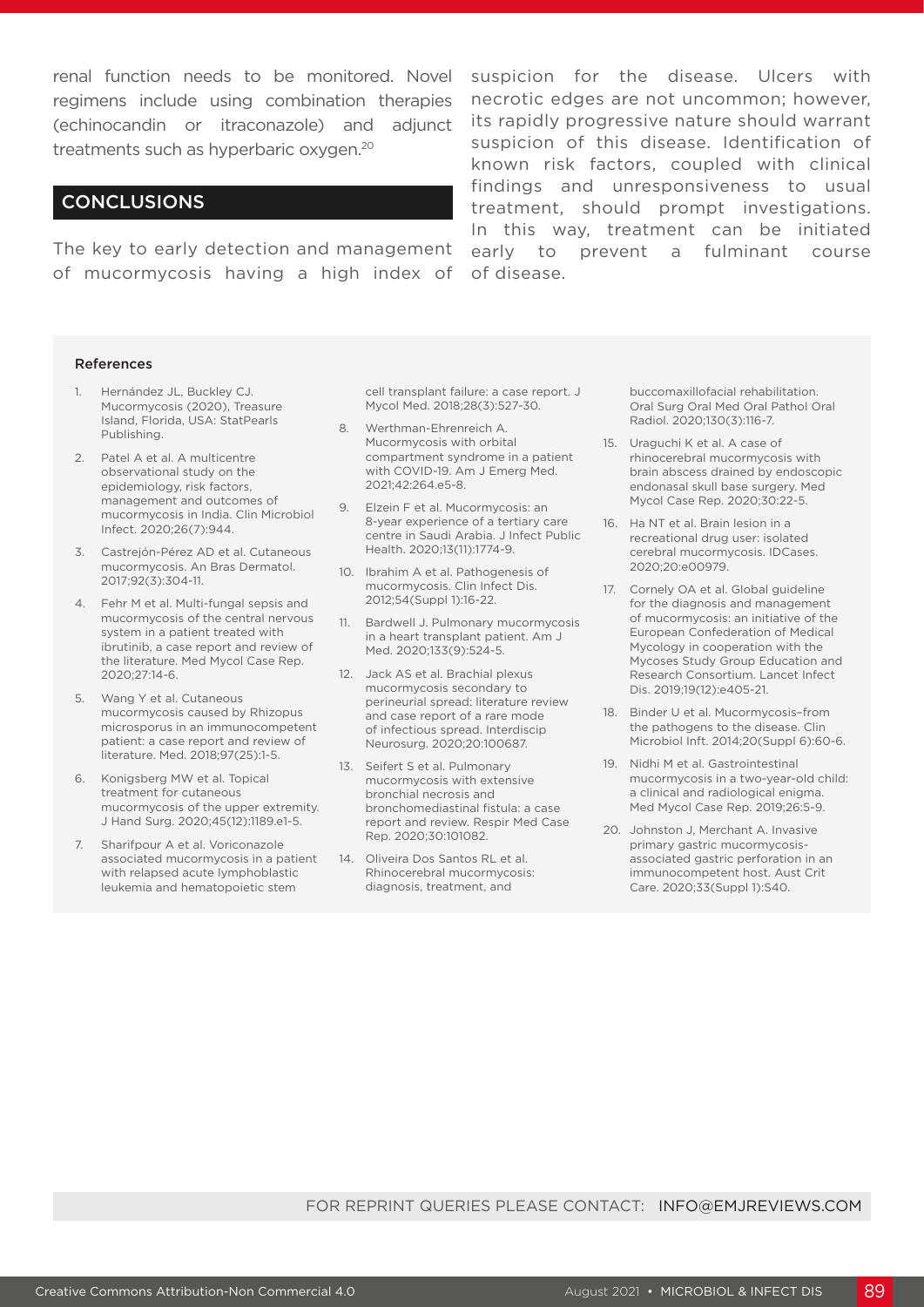renal function needs to be monitored. Novel regimens include using combination therapies (echinocandin or itraconazole) and adjunct treatments such as hyperbaric oxygen.[20]

## CONCLUSIONS

The key to early detection and management of mucormycosis having a high index of suspicion for the disease. Ulcers with necrotic edges are not uncommon; however, its rapidly progressive nature should warrant suspicion of this disease. Identification of known risk factors, coupled with clinical findings and unresponsiveness to usual treatment, should prompt investigations. In this way, treatment can be initiated early to prevent a fulminant course of disease.

### References

1. Hernández JL, Buckley CJ. Mucormycosis (2020), Treasure Island, Florida, USA: StatPearls Publishing.
2. Patel A et al. A multicentre observational study on the epidemiology, risk factors, management and outcomes of mucormycosis in India. Clin Microbiol Infect. 2020;26(7):944.
3. Castrejón-Pérez AD et al. Cutaneous mucormycosis. An Bras Dermatol. 2017;92(3):304-11.
4. Fehr M et al. Multi-fungal sepsis and mucormycosis of the central nervous system in a patient treated with ibrutinib, a case report and review of the literature. Med Mycol Case Rep. 2020;27:14-6.
5. Wang Y et al. Cutaneous mucormycosis caused by Rhizopus microsporus in an immunocompetent patient: a case report and review of literature. Med. 2018;97(25):1-5.
6. Konigsberg MW et al. Topical treatment for cutaneous mucormycosis of the upper extremity. J Hand Surg. 2020;45(12):1189.e1-5.
7. Sharifpour A et al. Voriconazole associated mucormycosis in a patient with relapsed acute lymphoblastic leukemia and hematopoietic stem cell transplant failure: a case report. J Mycol Med. 2018;28(3):527-30.
8. Werthman-Ehrenreich A. Mucormycosis with orbital compartment syndrome in a patient with COVID-19. Am J Emerg Med. 2021;42:264.e5-8.
9. Elzein F et al. Mucormycosis: an 8-year experience of a tertiary care centre in Saudi Arabia. J Infect Public Health. 2020;13(11):1774-9.
10. Ibrahim A et al. Pathogenesis of mucormycosis. Clin Infect Dis. 2012;54(Suppl 1):16-22.
11. Bardwell J. Pulmonary mucormycosis in a heart transplant patient. Am J Med. 2020;133(9):524-5.
12. Jack AS et al. Brachial plexus mucormycosis secondary to perineurial spread: literature review and case report of a rare mode of infectious spread. Interdiscip Neurosurg. 2020;20:100687.
13. Seifert S et al. Pulmonary mucormycosis with extensive bronchial necrosis and bronchomediastinal fistula: a case report and review. Respir Med Case Rep. 2020;30:101082.
14. Oliveira Dos Santos RL et al. Rhinocerebral mucormycosis: diagnosis, treatment, and buccomaxillofacial rehabilitation. Oral Surg Oral Med Oral Pathol Oral Radiol. 2020;130(3):116-7.
15. Uraguchi K et al. A case of rhinocerebral mucormycosis with brain abscess drained by endoscopic endonasal skull base surgery. Med Mycol Case Rep. 2020;30:22-5.
16. Ha NT et al. Brain lesion in a recreational drug user: isolated cerebral mucormycosis. IDCases. 2020;20:e00979.
17. Cornely OA et al. Global guideline for the diagnosis and management of mucormycosis: an initiative of the European Confederation of Medical Mycology in cooperation with the Mycoses Study Group Education and Research Consortium. Lancet Infect Dis. 2019;19(12):e405-21.
18. Binder U et al. Mucormycosis–from the pathogens to the disease. Clin Microbiol Inft. 2014;20(Suppl 6):60-6.
19. Nidhi M et al. Gastrointestinal mucormycosis in a two-year-old child: a clinical and radiological enigma. Med Mycol Case Rep. 2019;26:5-9.
20. Johnston J, Merchant A. Invasive primary gastric mucormycosis-associated gastric perforation in an immunocompetent host. Aust Crit Care. 2020;33(Suppl 1):S40.

FOR REPRINT QUERIES PLEASE CONTACT: INFO@EMJREVIEWS.COM